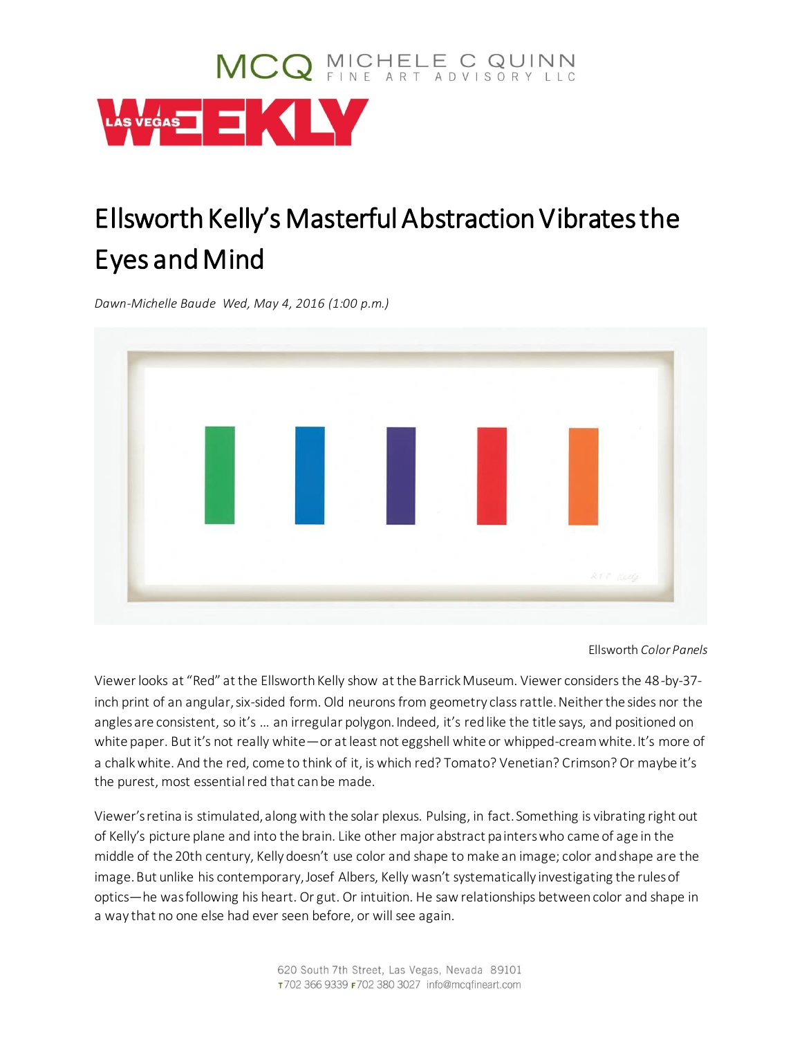# Ellsworth Kelly's Masterful Abstraction Vibrates the Eyes and Mind

*Dawn-Michelle Baude Wed, May 4, 2016 (1:00 p.m.)*

Ellsworth *Color Panels*

Viewer looks at "Red" at the Ellsworth Kelly show at the Barrick Museum. Viewer considers the 48-by-37-inch print of an angular, six-sided form. Old neurons from geometry class rattle. Neither the sides nor the angles are consistent, so it's … an irregular polygon. Indeed, it's red like the title says, and positioned on white paper. But it's not really white—or at least not eggshell white or whipped-cream white. It's more of a chalk white. And the red, come to think of it, is which red? Tomato? Venetian? Crimson? Or maybe it's the purest, most essential red that can be made.

Viewer's retina is stimulated, along with the solar plexus. Pulsing, in fact. Something is vibrating right out of Kelly's picture plane and into the brain. Like other major abstract painters who came of age in the middle of the 20th century, Kelly doesn't use color and shape to make an image; color and shape are the image. But unlike his contemporary, Josef Albers, Kelly wasn't systematically investigating the rules of optics—he was following his heart. Or gut. Or intuition. He saw relationships between color and shape in a way that no one else had ever seen before, or will see again.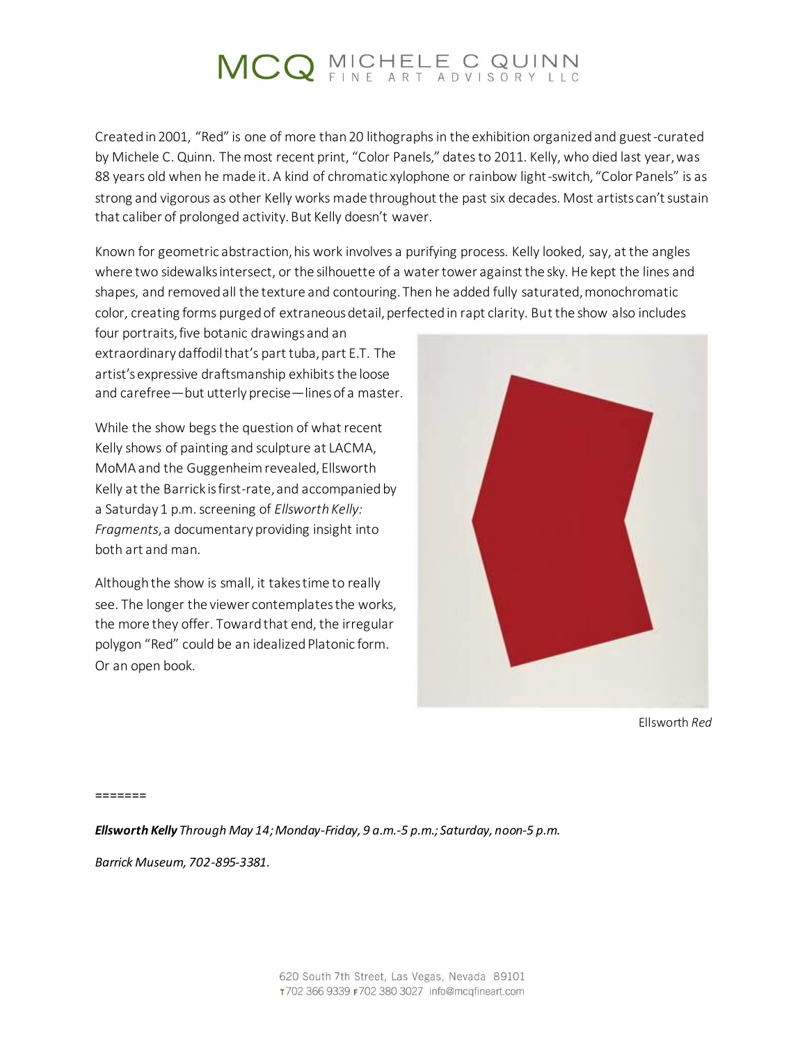Created in 2001, "Red" is one of more than 20 lithographs in the exhibition organized and guest-curated by Michele C. Quinn. The most recent print, "Color Panels," dates to 2011. Kelly, who died last year, was 88 years old when he made it. A kind of chromatic xylophone or rainbow light-switch, "Color Panels" is as strong and vigorous as other Kelly works made throughout the past six decades. Most artists can't sustain that caliber of prolonged activity. But Kelly doesn't waver.

Known for geometric abstraction, his work involves a purifying process. Kelly looked, say, at the angles where two sidewalks intersect, or the silhouette of a water tower against the sky. He kept the lines and shapes, and removed all the texture and contouring. Then he added fully saturated, monochromatic color, creating forms purged of extraneous detail, perfected in rapt clarity. But the show also includes four portraits, five botanic drawings and an extraordinary daffodil that's part tuba, part E.T. The artist's expressive draftsmanship exhibits the loose and carefree—but utterly precise—lines of a master.

While the show begs the question of what recent Kelly shows of painting and sculpture at LACMA, MoMA and the Guggenheim revealed, Ellsworth Kelly at the Barrick is first-rate, and accompanied by a Saturday 1 p.m. screening of *Ellsworth Kelly: Fragments*, a documentary providing insight into both art and man.

Although the show is small, it takes time to really see. The longer the viewer contemplates the works, the more they offer. Toward that end, the irregular polygon "Red" could be an idealized Platonic form. Or an open book.

Ellsworth *Red*

=======

***Ellsworth Kelly*** *Through May 14; Monday-Friday, 9 a.m.-5 p.m.; Saturday, noon-5 p.m.*

*Barrick Museum, 702-895-3381.*